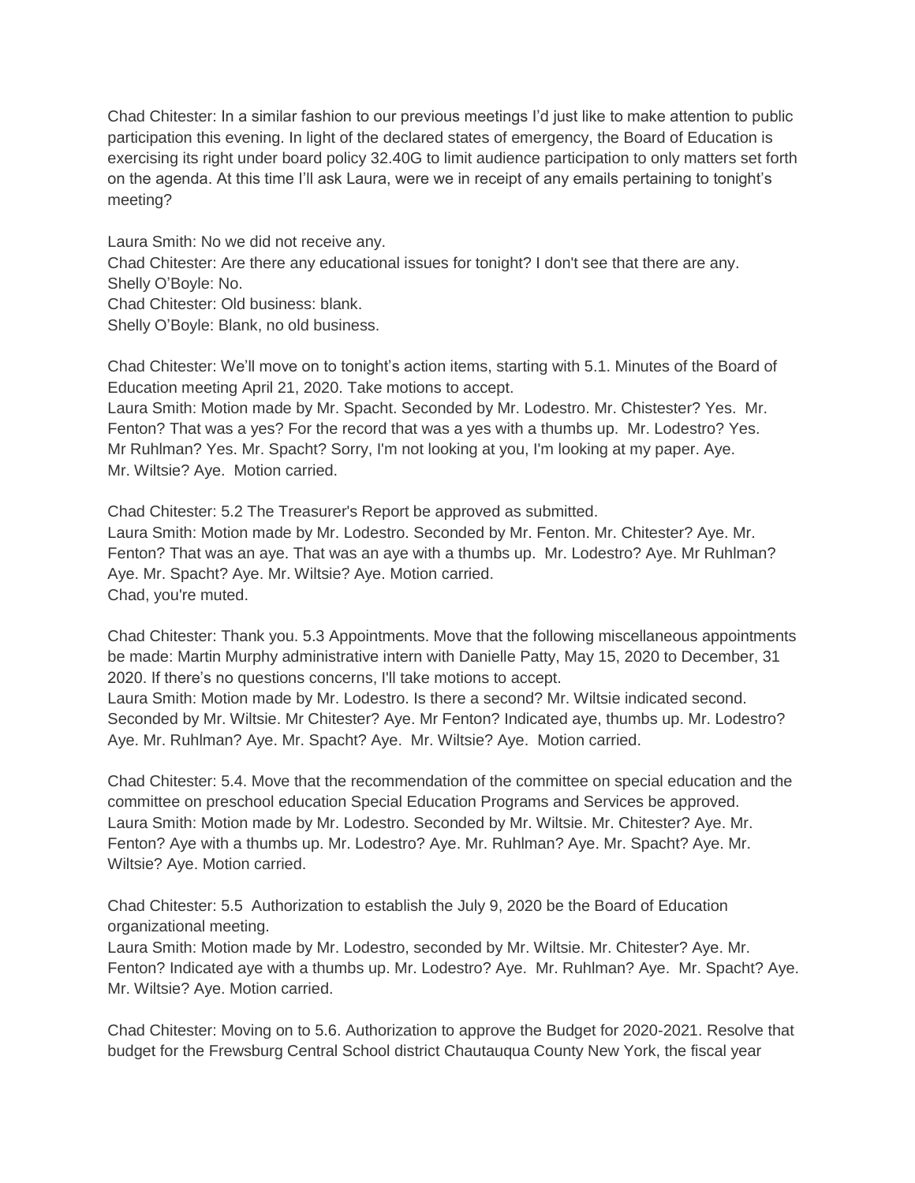Chad Chitester: In a similar fashion to our previous meetings I'd just like to make attention to public participation this evening. In light of the declared states of emergency, the Board of Education is exercising its right under board policy 32.40G to limit audience participation to only matters set forth on the agenda. At this time I'll ask Laura, were we in receipt of any emails pertaining to tonight's meeting?

Laura Smith: No we did not receive any.
Chad Chitester: Are there any educational issues for tonight? I don't see that there are any.
Shelly O'Boyle: No.
Chad Chitester: Old business: blank.
Shelly O'Boyle: Blank, no old business.

Chad Chitester: We'll move on to tonight's action items, starting with 5.1. Minutes of the Board of Education meeting April 21, 2020. Take motions to accept.
Laura Smith: Motion made by Mr. Spacht. Seconded by Mr. Lodestro. Mr. Chistester? Yes. Mr. Fenton? That was a yes? For the record that was a yes with a thumbs up. Mr. Lodestro? Yes. Mr Ruhlman? Yes. Mr. Spacht? Sorry, I'm not looking at you, I'm looking at my paper. Aye. Mr. Wiltsie? Aye. Motion carried.

Chad Chitester: 5.2 The Treasurer's Report be approved as submitted.
Laura Smith: Motion made by Mr. Lodestro. Seconded by Mr. Fenton. Mr. Chitester? Aye. Mr. Fenton? That was an aye. That was an aye with a thumbs up. Mr. Lodestro? Aye. Mr Ruhlman? Aye. Mr. Spacht? Aye. Mr. Wiltsie? Aye. Motion carried.
Chad, you're muted.

Chad Chitester: Thank you. 5.3 Appointments. Move that the following miscellaneous appointments be made: Martin Murphy administrative intern with Danielle Patty, May 15, 2020 to December, 31 2020. If there's no questions concerns, I'll take motions to accept.
Laura Smith: Motion made by Mr. Lodestro. Is there a second? Mr. Wiltsie indicated second. Seconded by Mr. Wiltsie. Mr Chitester? Aye. Mr Fenton? Indicated aye, thumbs up. Mr. Lodestro? Aye. Mr. Ruhlman? Aye. Mr. Spacht? Aye. Mr. Wiltsie? Aye. Motion carried.

Chad Chitester: 5.4. Move that the recommendation of the committee on special education and the committee on preschool education Special Education Programs and Services be approved.
Laura Smith: Motion made by Mr. Lodestro. Seconded by Mr. Wiltsie. Mr. Chitester? Aye. Mr. Fenton? Aye with a thumbs up. Mr. Lodestro? Aye. Mr. Ruhlman? Aye. Mr. Spacht? Aye. Mr. Wiltsie? Aye. Motion carried.

Chad Chitester: 5.5 Authorization to establish the July 9, 2020 be the Board of Education organizational meeting.
Laura Smith: Motion made by Mr. Lodestro, seconded by Mr. Wiltsie. Mr. Chitester? Aye. Mr. Fenton? Indicated aye with a thumbs up. Mr. Lodestro? Aye. Mr. Ruhlman? Aye. Mr. Spacht? Aye. Mr. Wiltsie? Aye. Motion carried.

Chad Chitester: Moving on to 5.6. Authorization to approve the Budget for 2020-2021. Resolve that budget for the Frewsburg Central School district Chautauqua County New York, the fiscal year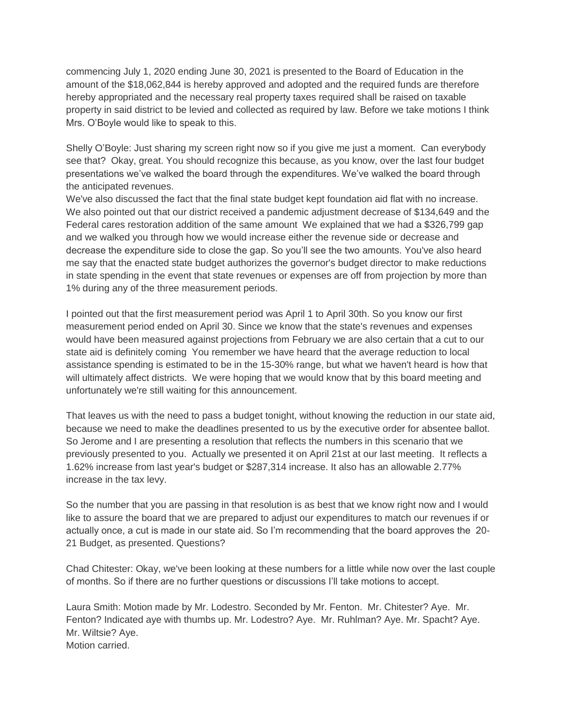commencing July 1, 2020 ending June 30, 2021 is presented to the Board of Education in the amount of the $18,062,844 is hereby approved and adopted and the required funds are therefore hereby appropriated and the necessary real property taxes required shall be raised on taxable property in said district to be levied and collected as required by law. Before we take motions I think Mrs. O'Boyle would like to speak to this.

Shelly O'Boyle: Just sharing my screen right now so if you give me just a moment. Can everybody see that? Okay, great. You should recognize this because, as you know, over the last four budget presentations we've walked the board through the expenditures. We've walked the board through the anticipated revenues.
We've also discussed the fact that the final state budget kept foundation aid flat with no increase. We also pointed out that our district received a pandemic adjustment decrease of $134,649 and the Federal cares restoration addition of the same amount We explained that we had a $326,799 gap and we walked you through how we would increase either the revenue side or decrease and decrease the expenditure side to close the gap. So you'll see the two amounts. You've also heard me say that the enacted state budget authorizes the governor's budget director to make reductions in state spending in the event that state revenues or expenses are off from projection by more than 1% during any of the three measurement periods.

I pointed out that the first measurement period was April 1 to April 30th. So you know our first measurement period ended on April 30. Since we know that the state's revenues and expenses would have been measured against projections from February we are also certain that a cut to our state aid is definitely coming You remember we have heard that the average reduction to local assistance spending is estimated to be in the 15-30% range, but what we haven't heard is how that will ultimately affect districts. We were hoping that we would know that by this board meeting and unfortunately we're still waiting for this announcement.

That leaves us with the need to pass a budget tonight, without knowing the reduction in our state aid, because we need to make the deadlines presented to us by the executive order for absentee ballot. So Jerome and I are presenting a resolution that reflects the numbers in this scenario that we previously presented to you. Actually we presented it on April 21st at our last meeting. It reflects a 1.62% increase from last year's budget or $287,314 increase. It also has an allowable 2.77% increase in the tax levy.

So the number that you are passing in that resolution is as best that we know right now and I would like to assure the board that we are prepared to adjust our expenditures to match our revenues if or actually once, a cut is made in our state aid. So I'm recommending that the board approves the 20-21 Budget, as presented. Questions?

Chad Chitester: Okay, we've been looking at these numbers for a little while now over the last couple of months. So if there are no further questions or discussions I'll take motions to accept.

Laura Smith: Motion made by Mr. Lodestro. Seconded by Mr. Fenton. Mr. Chitester? Aye. Mr. Fenton? Indicated aye with thumbs up. Mr. Lodestro? Aye. Mr. Ruhlman? Aye. Mr. Spacht? Aye. Mr. Wiltsie? Aye.
Motion carried.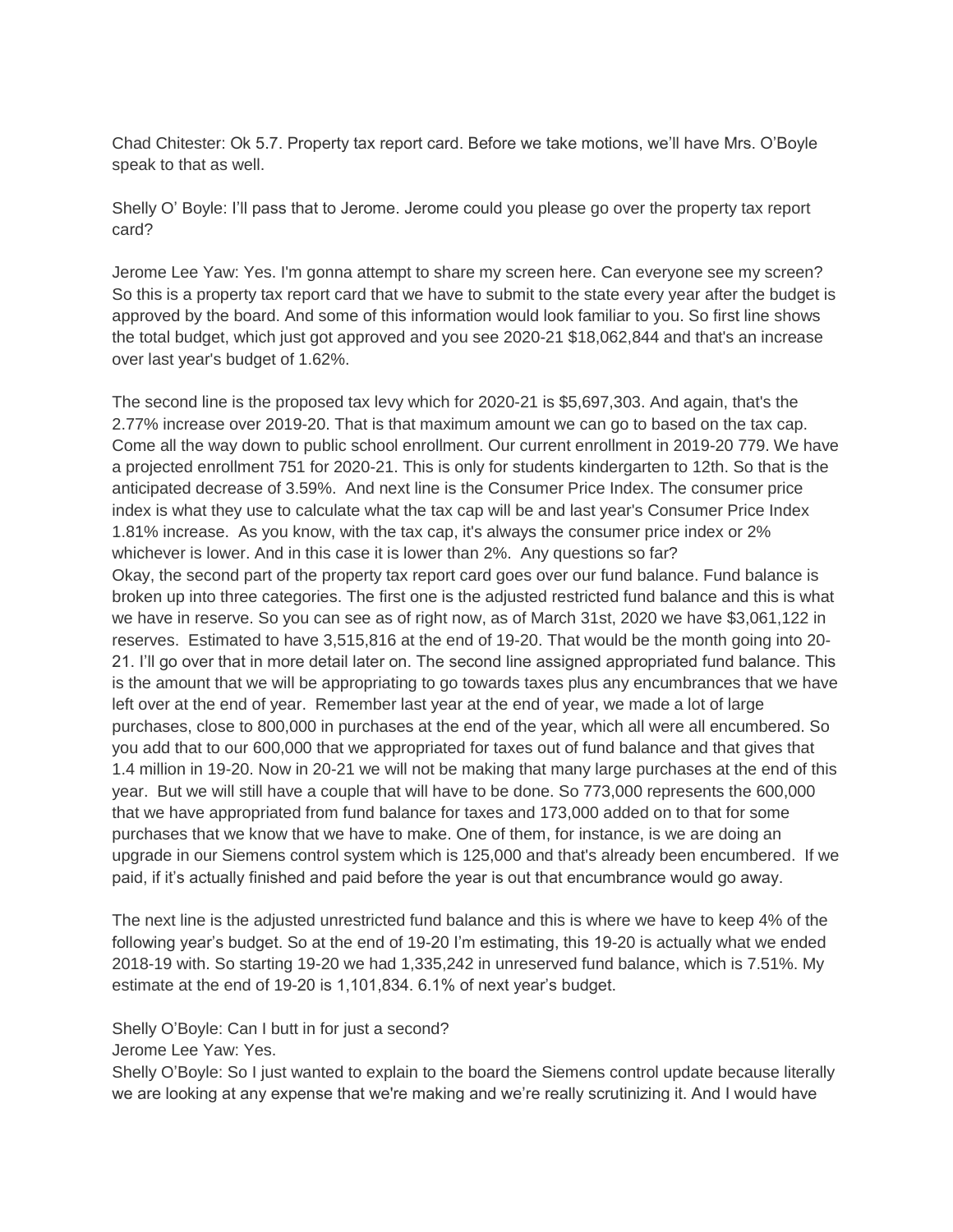Chad Chitester: Ok 5.7. Property tax report card. Before we take motions, we'll have Mrs. O'Boyle speak to that as well.

Shelly O' Boyle: I'll pass that to Jerome. Jerome could you please go over the property tax report card?

Jerome Lee Yaw: Yes. I'm gonna attempt to share my screen here. Can everyone see my screen? So this is a property tax report card that we have to submit to the state every year after the budget is approved by the board. And some of this information would look familiar to you. So first line shows the total budget, which just got approved and you see 2020-21 $18,062,844 and that's an increase over last year's budget of 1.62%.

The second line is the proposed tax levy which for 2020-21 is $5,697,303. And again, that's the 2.77% increase over 2019-20. That is that maximum amount we can go to based on the tax cap. Come all the way down to public school enrollment. Our current enrollment in 2019-20 779. We have a projected enrollment 751 for 2020-21. This is only for students kindergarten to 12th. So that is the anticipated decrease of 3.59%. And next line is the Consumer Price Index. The consumer price index is what they use to calculate what the tax cap will be and last year's Consumer Price Index 1.81% increase. As you know, with the tax cap, it's always the consumer price index or 2% whichever is lower. And in this case it is lower than 2%. Any questions so far?
Okay, the second part of the property tax report card goes over our fund balance. Fund balance is broken up into three categories. The first one is the adjusted restricted fund balance and this is what we have in reserve. So you can see as of right now, as of March 31st, 2020 we have $3,061,122 in reserves. Estimated to have 3,515,816 at the end of 19-20. That would be the month going into 20-21. I'll go over that in more detail later on. The second line assigned appropriated fund balance. This is the amount that we will be appropriating to go towards taxes plus any encumbrances that we have left over at the end of year. Remember last year at the end of year, we made a lot of large purchases, close to 800,000 in purchases at the end of the year, which all were all encumbered. So you add that to our 600,000 that we appropriated for taxes out of fund balance and that gives that 1.4 million in 19-20. Now in 20-21 we will not be making that many large purchases at the end of this year. But we will still have a couple that will have to be done. So 773,000 represents the 600,000 that we have appropriated from fund balance for taxes and 173,000 added on to that for some purchases that we know that we have to make. One of them, for instance, is we are doing an upgrade in our Siemens control system which is 125,000 and that's already been encumbered. If we paid, if it's actually finished and paid before the year is out that encumbrance would go away.

The next line is the adjusted unrestricted fund balance and this is where we have to keep 4% of the following year's budget. So at the end of 19-20 I'm estimating, this 19-20 is actually what we ended 2018-19 with. So starting 19-20 we had 1,335,242 in unreserved fund balance, which is 7.51%. My estimate at the end of 19-20 is 1,101,834. 6.1% of next year's budget.

Shelly O'Boyle: Can I butt in for just a second?
Jerome Lee Yaw: Yes.
Shelly O'Boyle: So I just wanted to explain to the board the Siemens control update because literally we are looking at any expense that we're making and we're really scrutinizing it. And I would have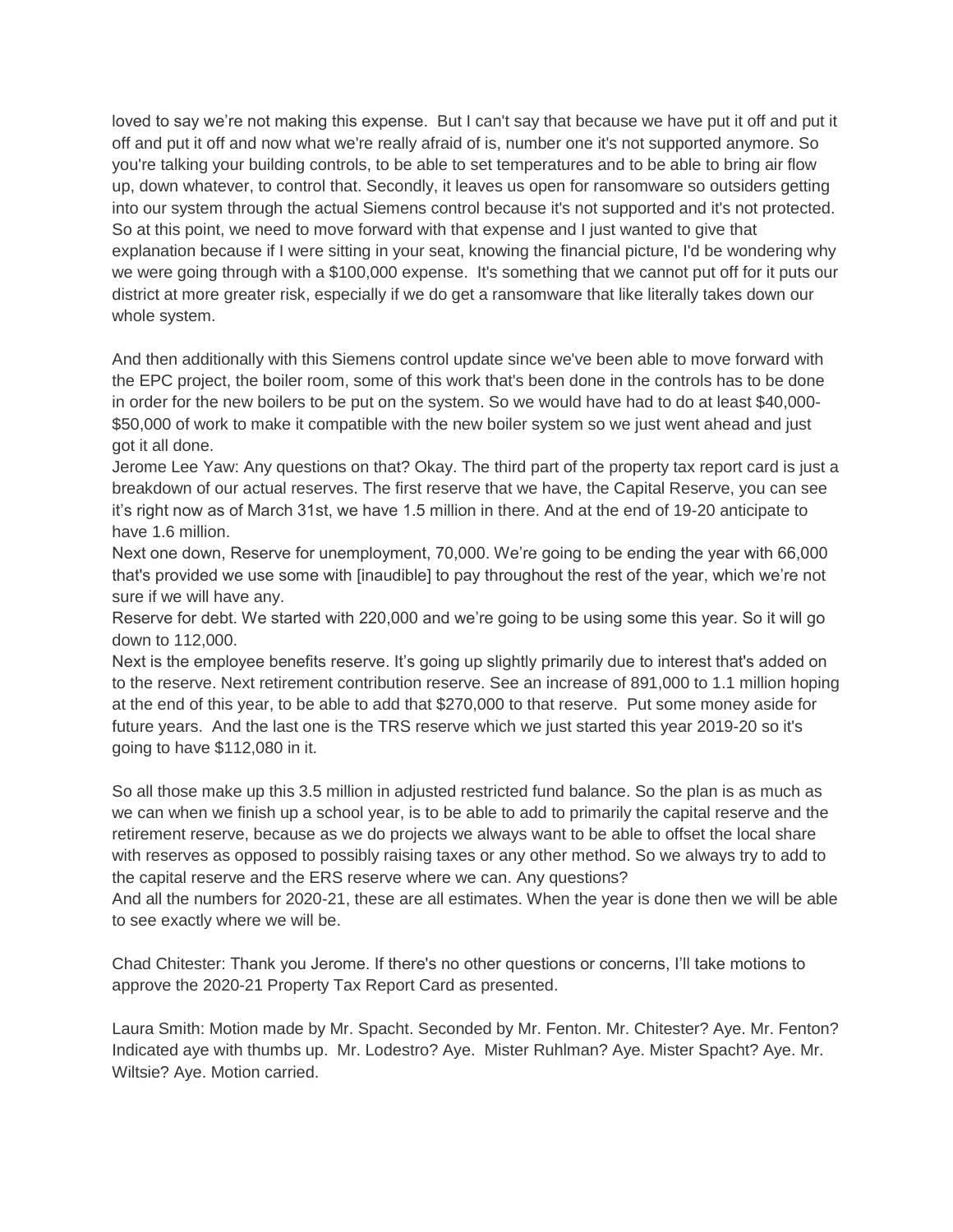loved to say we're not making this expense. But I can't say that because we have put it off and put it off and put it off and now what we're really afraid of is, number one it's not supported anymore. So you're talking your building controls, to be able to set temperatures and to be able to bring air flow up, down whatever, to control that. Secondly, it leaves us open for ransomware so outsiders getting into our system through the actual Siemens control because it's not supported and it's not protected. So at this point, we need to move forward with that expense and I just wanted to give that explanation because if I were sitting in your seat, knowing the financial picture, I'd be wondering why we were going through with a $100,000 expense. It's something that we cannot put off for it puts our district at more greater risk, especially if we do get a ransomware that like literally takes down our whole system.

And then additionally with this Siemens control update since we've been able to move forward with the EPC project, the boiler room, some of this work that's been done in the controls has to be done in order for the new boilers to be put on the system. So we would have had to do at least $40,000-$50,000 of work to make it compatible with the new boiler system so we just went ahead and just got it all done.

Jerome Lee Yaw: Any questions on that? Okay. The third part of the property tax report card is just a breakdown of our actual reserves. The first reserve that we have, the Capital Reserve, you can see it's right now as of March 31st, we have 1.5 million in there. And at the end of 19-20 anticipate to have 1.6 million.

Next one down, Reserve for unemployment, 70,000. We're going to be ending the year with 66,000 that's provided we use some with [inaudible] to pay throughout the rest of the year, which we're not sure if we will have any.

Reserve for debt. We started with 220,000 and we're going to be using some this year. So it will go down to 112,000.

Next is the employee benefits reserve. It's going up slightly primarily due to interest that's added on to the reserve. Next retirement contribution reserve. See an increase of 891,000 to 1.1 million hoping at the end of this year, to be able to add that $270,000 to that reserve. Put some money aside for future years. And the last one is the TRS reserve which we just started this year 2019-20 so it's going to have $112,080 in it.

So all those make up this 3.5 million in adjusted restricted fund balance. So the plan is as much as we can when we finish up a school year, is to be able to add to primarily the capital reserve and the retirement reserve, because as we do projects we always want to be able to offset the local share with reserves as opposed to possibly raising taxes or any other method. So we always try to add to the capital reserve and the ERS reserve where we can. Any questions?

And all the numbers for 2020-21, these are all estimates. When the year is done then we will be able to see exactly where we will be.

Chad Chitester: Thank you Jerome. If there's no other questions or concerns, I'll take motions to approve the 2020-21 Property Tax Report Card as presented.

Laura Smith: Motion made by Mr. Spacht. Seconded by Mr. Fenton. Mr. Chitester? Aye. Mr. Fenton? Indicated aye with thumbs up. Mr. Lodestro? Aye. Mister Ruhlman? Aye. Mister Spacht? Aye. Mr. Wiltsie? Aye. Motion carried.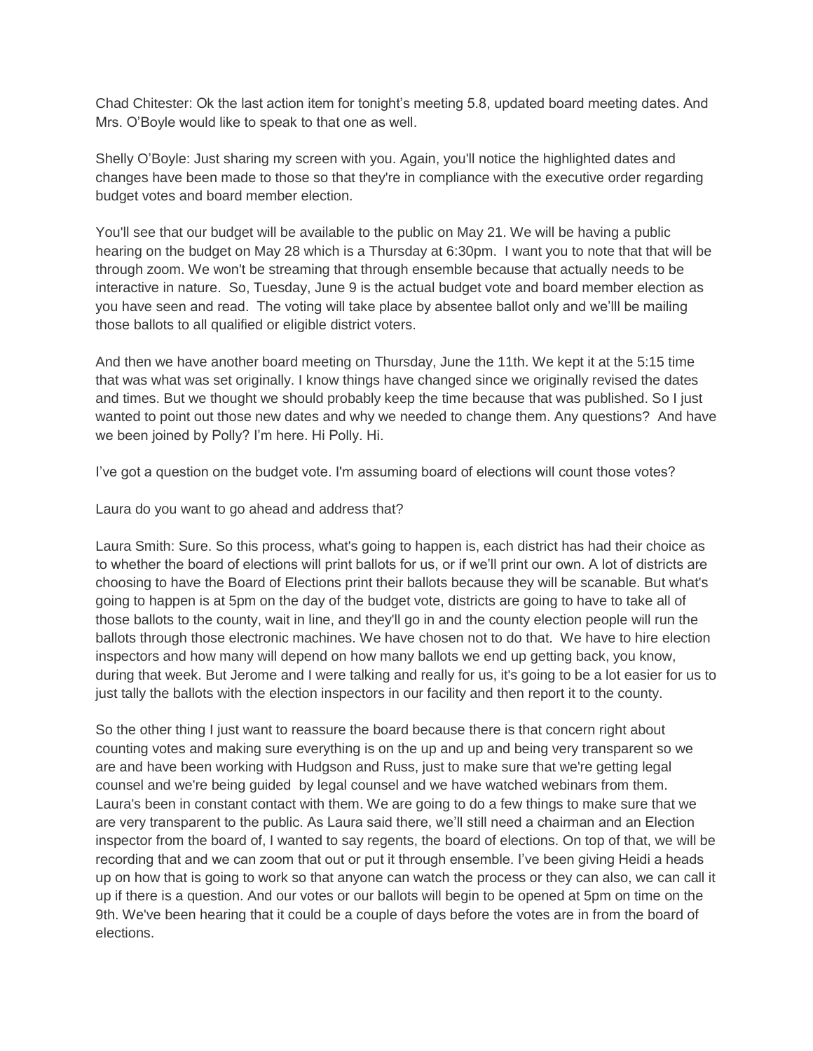Chad Chitester: Ok the last action item for tonight's meeting 5.8, updated board meeting dates. And Mrs. O'Boyle would like to speak to that one as well.

Shelly O'Boyle: Just sharing my screen with you. Again, you'll notice the highlighted dates and changes have been made to those so that they're in compliance with the executive order regarding budget votes and board member election.

You'll see that our budget will be available to the public on May 21. We will be having a public hearing on the budget on May 28 which is a Thursday at 6:30pm. I want you to note that that will be through zoom. We won't be streaming that through ensemble because that actually needs to be interactive in nature. So, Tuesday, June 9 is the actual budget vote and board member election as you have seen and read. The voting will take place by absentee ballot only and we'lll be mailing those ballots to all qualified or eligible district voters.

And then we have another board meeting on Thursday, June the 11th. We kept it at the 5:15 time that was what was set originally. I know things have changed since we originally revised the dates and times. But we thought we should probably keep the time because that was published. So I just wanted to point out those new dates and why we needed to change them. Any questions? And have we been joined by Polly? I'm here. Hi Polly. Hi.

I've got a question on the budget vote. I'm assuming board of elections will count those votes?

Laura do you want to go ahead and address that?

Laura Smith: Sure. So this process, what's going to happen is, each district has had their choice as to whether the board of elections will print ballots for us, or if we'll print our own. A lot of districts are choosing to have the Board of Elections print their ballots because they will be scanable. But what's going to happen is at 5pm on the day of the budget vote, districts are going to have to take all of those ballots to the county, wait in line, and they'll go in and the county election people will run the ballots through those electronic machines. We have chosen not to do that. We have to hire election inspectors and how many will depend on how many ballots we end up getting back, you know, during that week. But Jerome and I were talking and really for us, it's going to be a lot easier for us to just tally the ballots with the election inspectors in our facility and then report it to the county.

So the other thing I just want to reassure the board because there is that concern right about counting votes and making sure everything is on the up and up and being very transparent so we are and have been working with Hudgson and Russ, just to make sure that we're getting legal counsel and we're being guided by legal counsel and we have watched webinars from them. Laura's been in constant contact with them. We are going to do a few things to make sure that we are very transparent to the public. As Laura said there, we'll still need a chairman and an Election inspector from the board of, I wanted to say regents, the board of elections. On top of that, we will be recording that and we can zoom that out or put it through ensemble. I've been giving Heidi a heads up on how that is going to work so that anyone can watch the process or they can also, we can call it up if there is a question. And our votes or our ballots will begin to be opened at 5pm on time on the 9th. We've been hearing that it could be a couple of days before the votes are in from the board of elections.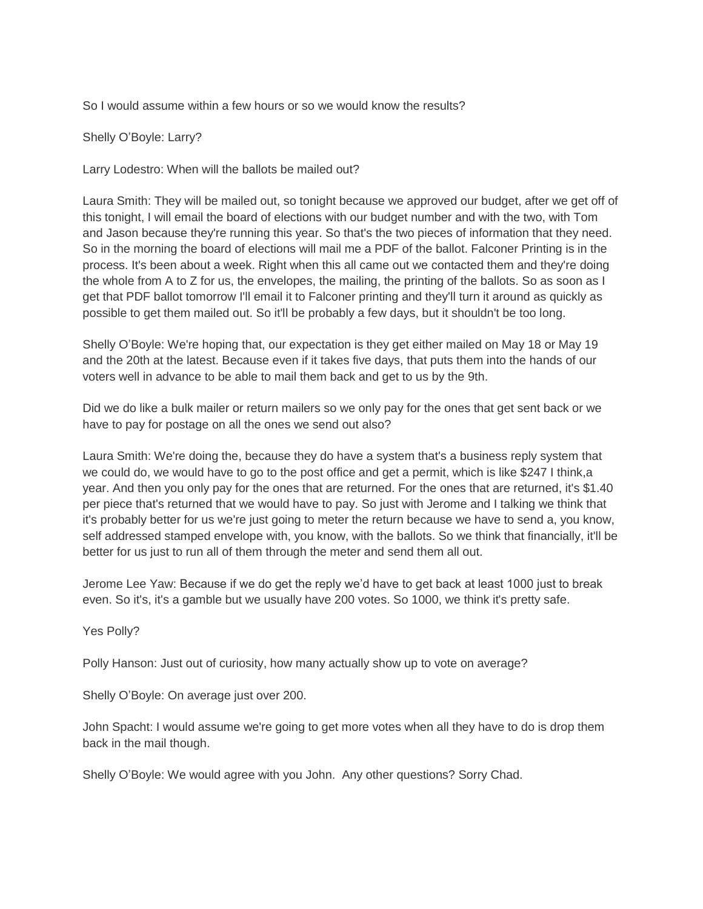So I would assume within a few hours or so we would know the results?

Shelly O'Boyle: Larry?

Larry Lodestro: When will the ballots be mailed out?

Laura Smith: They will be mailed out, so tonight because we approved our budget, after we get off of this tonight, I will email the board of elections with our budget number and with the two, with Tom and Jason because they're running this year. So that's the two pieces of information that they need. So in the morning the board of elections will mail me a PDF of the ballot. Falconer Printing is in the process. It's been about a week. Right when this all came out we contacted them and they're doing the whole from A to Z for us, the envelopes, the mailing, the printing of the ballots. So as soon as I get that PDF ballot tomorrow I'll email it to Falconer printing and they'll turn it around as quickly as possible to get them mailed out. So it'll be probably a few days, but it shouldn't be too long.

Shelly O'Boyle: We're hoping that, our expectation is they get either mailed on May 18 or May 19 and the 20th at the latest. Because even if it takes five days, that puts them into the hands of our voters well in advance to be able to mail them back and get to us by the 9th.

Did we do like a bulk mailer or return mailers so we only pay for the ones that get sent back or we have to pay for postage on all the ones we send out also?

Laura Smith: We're doing the, because they do have a system that's a business reply system that we could do, we would have to go to the post office and get a permit, which is like $247 I think,a year. And then you only pay for the ones that are returned. For the ones that are returned, it's $1.40 per piece that's returned that we would have to pay. So just with Jerome and I talking we think that it's probably better for us we're just going to meter the return because we have to send a, you know, self addressed stamped envelope with, you know, with the ballots. So we think that financially, it'll be better for us just to run all of them through the meter and send them all out.

Jerome Lee Yaw: Because if we do get the reply we'd have to get back at least 1000 just to break even. So it's, it's a gamble but we usually have 200 votes. So 1000, we think it's pretty safe.

Yes Polly?

Polly Hanson: Just out of curiosity, how many actually show up to vote on average?

Shelly O'Boyle: On average just over 200.

John Spacht: I would assume we're going to get more votes when all they have to do is drop them back in the mail though.

Shelly O'Boyle: We would agree with you John. Any other questions? Sorry Chad.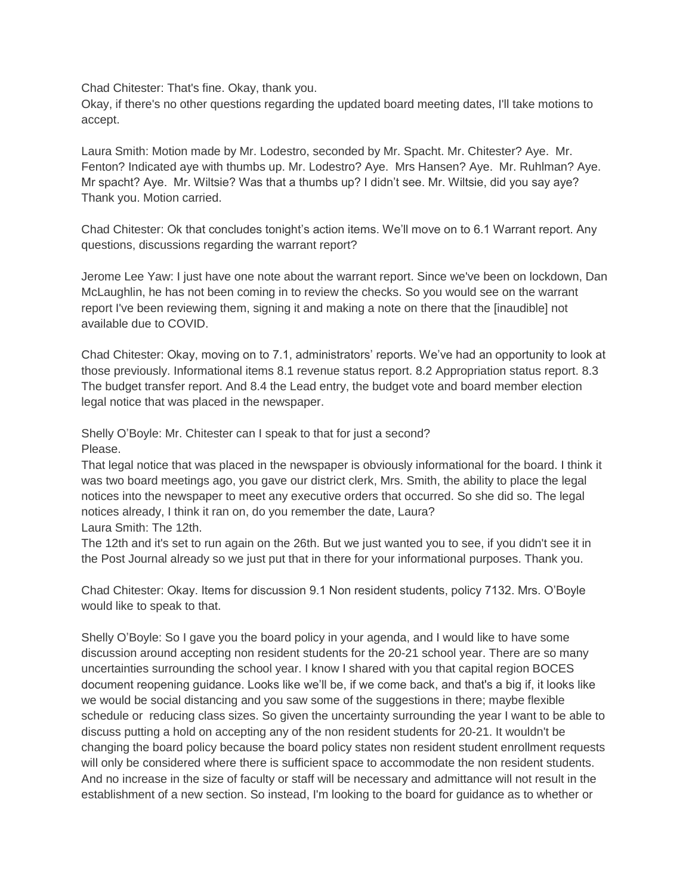Chad Chitester: That's fine. Okay, thank you.

Okay, if there's no other questions regarding the updated board meeting dates, I'll take motions to accept.

Laura Smith: Motion made by Mr. Lodestro, seconded by Mr. Spacht. Mr. Chitester? Aye. Mr. Fenton? Indicated aye with thumbs up. Mr. Lodestro? Aye. Mrs Hansen? Aye. Mr. Ruhlman? Aye. Mr spacht? Aye. Mr. Wiltsie? Was that a thumbs up? I didn't see. Mr. Wiltsie, did you say aye? Thank you. Motion carried.

Chad Chitester: Ok that concludes tonight's action items. We'll move on to 6.1 Warrant report. Any questions, discussions regarding the warrant report?

Jerome Lee Yaw: I just have one note about the warrant report. Since we've been on lockdown, Dan McLaughlin, he has not been coming in to review the checks. So you would see on the warrant report I've been reviewing them, signing it and making a note on there that the [inaudible] not available due to COVID.

Chad Chitester: Okay, moving on to 7.1, administrators' reports. We've had an opportunity to look at those previously. Informational items 8.1 revenue status report. 8.2 Appropriation status report. 8.3 The budget transfer report. And 8.4 the Lead entry, the budget vote and board member election legal notice that was placed in the newspaper.

Shelly O'Boyle: Mr. Chitester can I speak to that for just a second?

Please.

That legal notice that was placed in the newspaper is obviously informational for the board. I think it was two board meetings ago, you gave our district clerk, Mrs. Smith, the ability to place the legal notices into the newspaper to meet any executive orders that occurred. So she did so. The legal notices already, I think it ran on, do you remember the date, Laura?

Laura Smith: The 12th.

The 12th and it's set to run again on the 26th. But we just wanted you to see, if you didn't see it in the Post Journal already so we just put that in there for your informational purposes. Thank you.

Chad Chitester: Okay. Items for discussion 9.1 Non resident students, policy 7132. Mrs. O'Boyle would like to speak to that.

Shelly O'Boyle: So I gave you the board policy in your agenda, and I would like to have some discussion around accepting non resident students for the 20-21 school year. There are so many uncertainties surrounding the school year. I know I shared with you that capital region BOCES document reopening guidance. Looks like we'll be, if we come back, and that's a big if, it looks like we would be social distancing and you saw some of the suggestions in there; maybe flexible schedule or reducing class sizes. So given the uncertainty surrounding the year I want to be able to discuss putting a hold on accepting any of the non resident students for 20-21. It wouldn't be changing the board policy because the board policy states non resident student enrollment requests will only be considered where there is sufficient space to accommodate the non resident students. And no increase in the size of faculty or staff will be necessary and admittance will not result in the establishment of a new section. So instead, I'm looking to the board for guidance as to whether or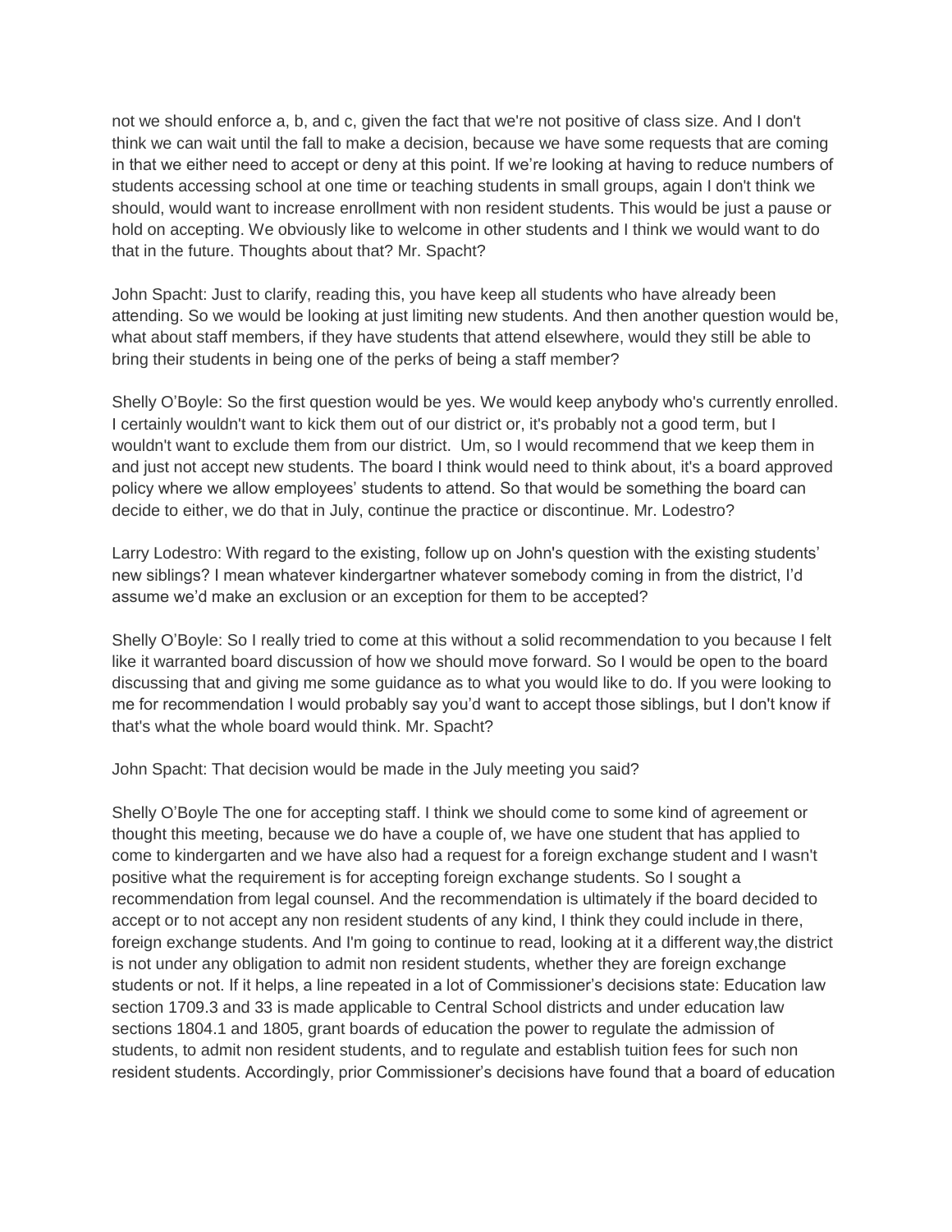not we should enforce a, b, and c, given the fact that we're not positive of class size. And I don't think we can wait until the fall to make a decision, because we have some requests that are coming in that we either need to accept or deny at this point. If we're looking at having to reduce numbers of students accessing school at one time or teaching students in small groups, again I don't think we should, would want to increase enrollment with non resident students. This would be just a pause or hold on accepting. We obviously like to welcome in other students and I think we would want to do that in the future. Thoughts about that? Mr. Spacht?

John Spacht: Just to clarify, reading this, you have keep all students who have already been attending. So we would be looking at just limiting new students. And then another question would be, what about staff members, if they have students that attend elsewhere, would they still be able to bring their students in being one of the perks of being a staff member?

Shelly O'Boyle: So the first question would be yes. We would keep anybody who's currently enrolled. I certainly wouldn't want to kick them out of our district or, it's probably not a good term, but I wouldn't want to exclude them from our district. Um, so I would recommend that we keep them in and just not accept new students. The board I think would need to think about, it's a board approved policy where we allow employees' students to attend. So that would be something the board can decide to either, we do that in July, continue the practice or discontinue. Mr. Lodestro?

Larry Lodestro: With regard to the existing, follow up on John's question with the existing students' new siblings? I mean whatever kindergartner whatever somebody coming in from the district, I'd assume we'd make an exclusion or an exception for them to be accepted?

Shelly O'Boyle: So I really tried to come at this without a solid recommendation to you because I felt like it warranted board discussion of how we should move forward. So I would be open to the board discussing that and giving me some guidance as to what you would like to do. If you were looking to me for recommendation I would probably say you'd want to accept those siblings, but I don't know if that's what the whole board would think. Mr. Spacht?

John Spacht: That decision would be made in the July meeting you said?

Shelly O'Boyle The one for accepting staff. I think we should come to some kind of agreement or thought this meeting, because we do have a couple of, we have one student that has applied to come to kindergarten and we have also had a request for a foreign exchange student and I wasn't positive what the requirement is for accepting foreign exchange students. So I sought a recommendation from legal counsel. And the recommendation is ultimately if the board decided to accept or to not accept any non resident students of any kind, I think they could include in there, foreign exchange students. And I'm going to continue to read, looking at it a different way,the district is not under any obligation to admit non resident students, whether they are foreign exchange students or not. If it helps, a line repeated in a lot of Commissioner's decisions state: Education law section 1709.3 and 33 is made applicable to Central School districts and under education law sections 1804.1 and 1805, grant boards of education the power to regulate the admission of students, to admit non resident students, and to regulate and establish tuition fees for such non resident students. Accordingly, prior Commissioner's decisions have found that a board of education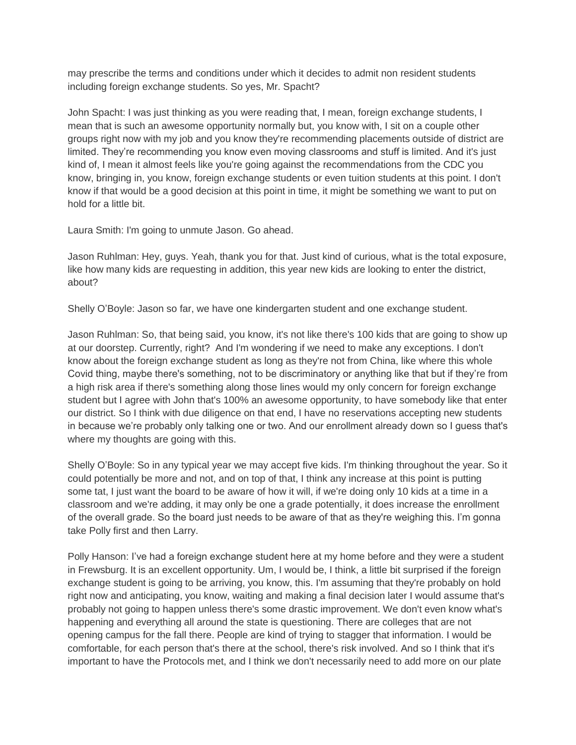may prescribe the terms and conditions under which it decides to admit non resident students including foreign exchange students. So yes, Mr. Spacht?

John Spacht: I was just thinking as you were reading that, I mean, foreign exchange students, I mean that is such an awesome opportunity normally but, you know with, I sit on a couple other groups right now with my job and you know they're recommending placements outside of district are limited. They're recommending you know even moving classrooms and stuff is limited. And it's just kind of, I mean it almost feels like you're going against the recommendations from the CDC you know, bringing in, you know, foreign exchange students or even tuition students at this point. I don't know if that would be a good decision at this point in time, it might be something we want to put on hold for a little bit.

Laura Smith: I'm going to unmute Jason. Go ahead.

Jason Ruhlman: Hey, guys. Yeah, thank you for that. Just kind of curious, what is the total exposure, like how many kids are requesting in addition, this year new kids are looking to enter the district, about?

Shelly O'Boyle: Jason so far, we have one kindergarten student and one exchange student.

Jason Ruhlman: So, that being said, you know, it's not like there's 100 kids that are going to show up at our doorstep. Currently, right? And I'm wondering if we need to make any exceptions. I don't know about the foreign exchange student as long as they're not from China, like where this whole Covid thing, maybe there's something, not to be discriminatory or anything like that but if they're from a high risk area if there's something along those lines would my only concern for foreign exchange student but I agree with John that's 100% an awesome opportunity, to have somebody like that enter our district. So I think with due diligence on that end, I have no reservations accepting new students in because we're probably only talking one or two. And our enrollment already down so I guess that's where my thoughts are going with this.

Shelly O'Boyle: So in any typical year we may accept five kids. I'm thinking throughout the year. So it could potentially be more and not, and on top of that, I think any increase at this point is putting some tat, I just want the board to be aware of how it will, if we're doing only 10 kids at a time in a classroom and we're adding, it may only be one a grade potentially, it does increase the enrollment of the overall grade. So the board just needs to be aware of that as they're weighing this. I'm gonna take Polly first and then Larry.

Polly Hanson: I've had a foreign exchange student here at my home before and they were a student in Frewsburg. It is an excellent opportunity. Um, I would be, I think, a little bit surprised if the foreign exchange student is going to be arriving, you know, this. I'm assuming that they're probably on hold right now and anticipating, you know, waiting and making a final decision later I would assume that's probably not going to happen unless there's some drastic improvement. We don't even know what's happening and everything all around the state is questioning. There are colleges that are not opening campus for the fall there. People are kind of trying to stagger that information. I would be comfortable, for each person that's there at the school, there's risk involved. And so I think that it's important to have the Protocols met, and I think we don't necessarily need to add more on our plate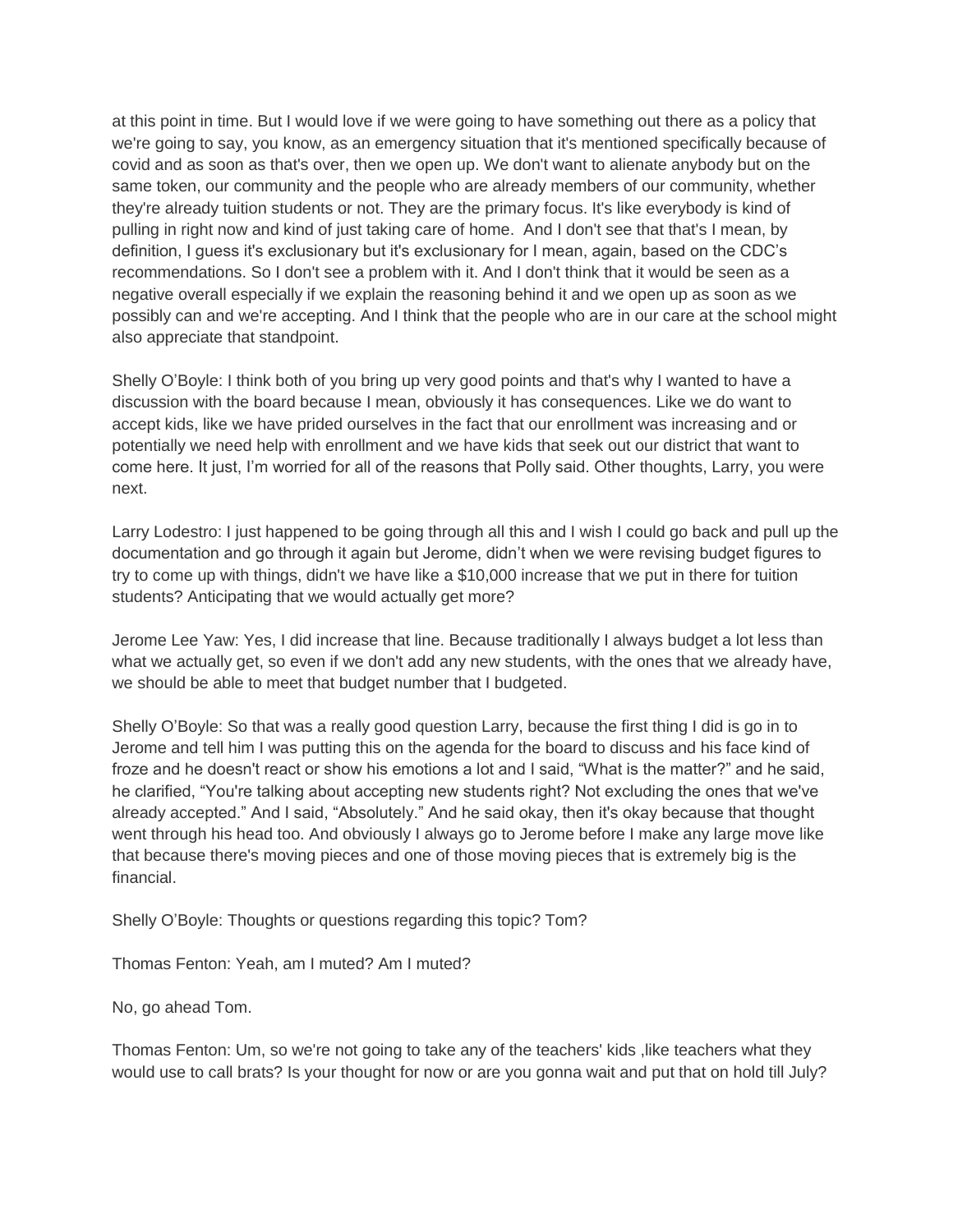at this point in time. But I would love if we were going to have something out there as a policy that we're going to say, you know, as an emergency situation that it's mentioned specifically because of covid and as soon as that's over, then we open up. We don't want to alienate anybody but on the same token, our community and the people who are already members of our community, whether they're already tuition students or not. They are the primary focus. It's like everybody is kind of pulling in right now and kind of just taking care of home. And I don't see that that's I mean, by definition, I guess it's exclusionary but it's exclusionary for I mean, again, based on the CDC's recommendations. So I don't see a problem with it. And I don't think that it would be seen as a negative overall especially if we explain the reasoning behind it and we open up as soon as we possibly can and we're accepting. And I think that the people who are in our care at the school might also appreciate that standpoint.

Shelly O'Boyle: I think both of you bring up very good points and that's why I wanted to have a discussion with the board because I mean, obviously it has consequences. Like we do want to accept kids, like we have prided ourselves in the fact that our enrollment was increasing and or potentially we need help with enrollment and we have kids that seek out our district that want to come here. It just, I'm worried for all of the reasons that Polly said. Other thoughts, Larry, you were next.

Larry Lodestro: I just happened to be going through all this and I wish I could go back and pull up the documentation and go through it again but Jerome, didn't when we were revising budget figures to try to come up with things, didn't we have like a $10,000 increase that we put in there for tuition students? Anticipating that we would actually get more?

Jerome Lee Yaw: Yes, I did increase that line. Because traditionally I always budget a lot less than what we actually get, so even if we don't add any new students, with the ones that we already have, we should be able to meet that budget number that I budgeted.

Shelly O'Boyle: So that was a really good question Larry, because the first thing I did is go in to Jerome and tell him I was putting this on the agenda for the board to discuss and his face kind of froze and he doesn't react or show his emotions a lot and I said, "What is the matter?" and he said, he clarified, "You're talking about accepting new students right? Not excluding the ones that we've already accepted." And I said, "Absolutely." And he said okay, then it's okay because that thought went through his head too. And obviously I always go to Jerome before I make any large move like that because there's moving pieces and one of those moving pieces that is extremely big is the financial.

Shelly O'Boyle: Thoughts or questions regarding this topic? Tom?

Thomas Fenton: Yeah, am I muted? Am I muted?

No, go ahead Tom.

Thomas Fenton: Um, so we're not going to take any of the teachers' kids ,like teachers what they would use to call brats? Is your thought for now or are you gonna wait and put that on hold till July?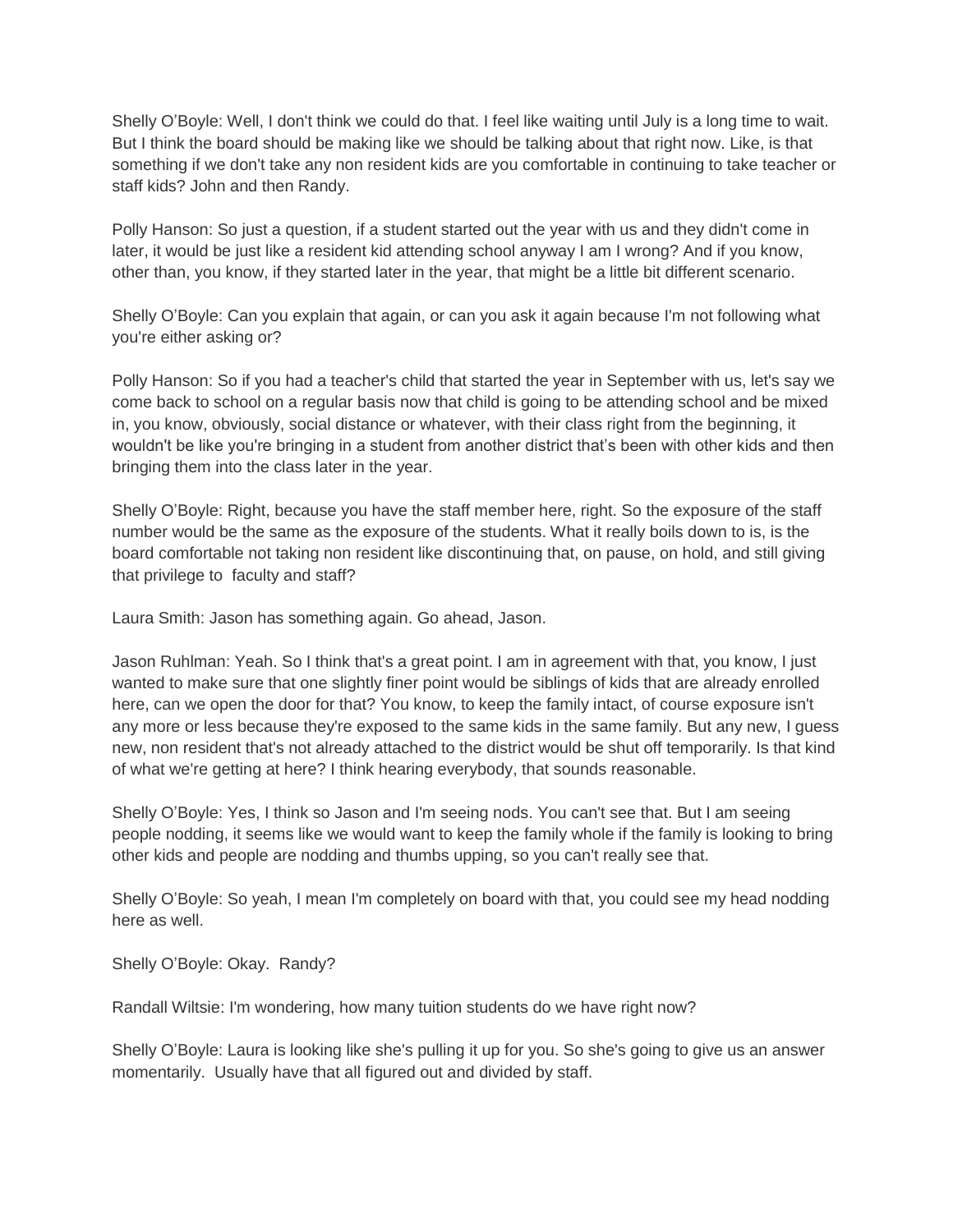Shelly O'Boyle: Well, I don't think we could do that. I feel like waiting until July is a long time to wait. But I think the board should be making like we should be talking about that right now. Like, is that something if we don't take any non resident kids are you comfortable in continuing to take teacher or staff kids? John and then Randy.

Polly Hanson: So just a question, if a student started out the year with us and they didn't come in later, it would be just like a resident kid attending school anyway I am I wrong? And if you know, other than, you know, if they started later in the year, that might be a little bit different scenario.

Shelly O'Boyle: Can you explain that again, or can you ask it again because I'm not following what you're either asking or?

Polly Hanson: So if you had a teacher's child that started the year in September with us, let's say we come back to school on a regular basis now that child is going to be attending school and be mixed in, you know, obviously, social distance or whatever, with their class right from the beginning, it wouldn't be like you're bringing in a student from another district that's been with other kids and then bringing them into the class later in the year.

Shelly O'Boyle: Right, because you have the staff member here, right. So the exposure of the staff number would be the same as the exposure of the students. What it really boils down to is, is the board comfortable not taking non resident like discontinuing that, on pause, on hold, and still giving that privilege to faculty and staff?

Laura Smith: Jason has something again. Go ahead, Jason.

Jason Ruhlman: Yeah. So I think that's a great point. I am in agreement with that, you know, I just wanted to make sure that one slightly finer point would be siblings of kids that are already enrolled here, can we open the door for that? You know, to keep the family intact, of course exposure isn't any more or less because they're exposed to the same kids in the same family. But any new, I guess new, non resident that's not already attached to the district would be shut off temporarily. Is that kind of what we're getting at here? I think hearing everybody, that sounds reasonable.

Shelly O'Boyle: Yes, I think so Jason and I'm seeing nods. You can't see that. But I am seeing people nodding, it seems like we would want to keep the family whole if the family is looking to bring other kids and people are nodding and thumbs upping, so you can't really see that.

Shelly O'Boyle: So yeah, I mean I'm completely on board with that, you could see my head nodding here as well.

Shelly O'Boyle: Okay. Randy?

Randall Wiltsie: I'm wondering, how many tuition students do we have right now?

Shelly O'Boyle: Laura is looking like she's pulling it up for you. So she's going to give us an answer momentarily. Usually have that all figured out and divided by staff.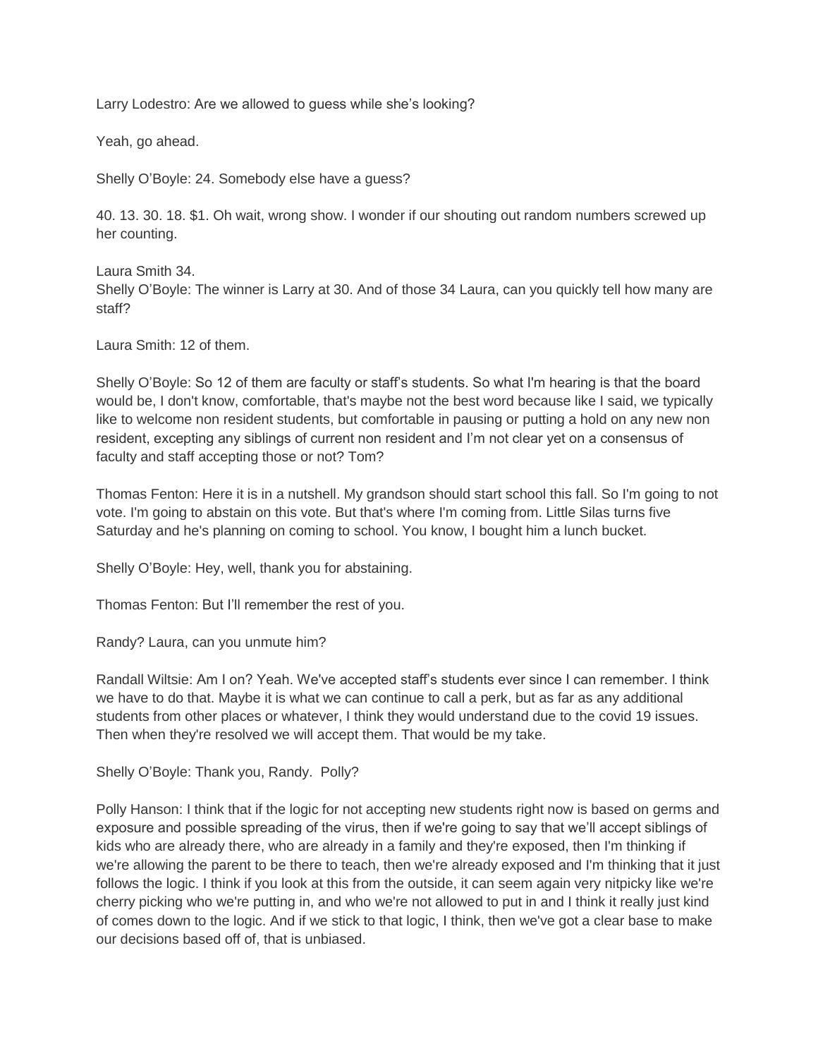Larry Lodestro: Are we allowed to guess while she's looking?

Yeah, go ahead.

Shelly O'Boyle: 24. Somebody else have a guess?

40. 13. 30. 18. $1. Oh wait, wrong show. I wonder if our shouting out random numbers screwed up her counting.

Laura Smith 34.
Shelly O'Boyle: The winner is Larry at 30. And of those 34 Laura, can you quickly tell how many are staff?

Laura Smith: 12 of them.

Shelly O'Boyle: So 12 of them are faculty or staff's students. So what I'm hearing is that the board would be, I don't know, comfortable, that's maybe not the best word because like I said, we typically like to welcome non resident students, but comfortable in pausing or putting a hold on any new non resident, excepting any siblings of current non resident and I'm not clear yet on a consensus of faculty and staff accepting those or not? Tom?

Thomas Fenton: Here it is in a nutshell. My grandson should start school this fall. So I'm going to not vote. I'm going to abstain on this vote. But that's where I'm coming from. Little Silas turns five Saturday and he's planning on coming to school. You know, I bought him a lunch bucket.

Shelly O'Boyle: Hey, well, thank you for abstaining.

Thomas Fenton: But I'll remember the rest of you.

Randy? Laura, can you unmute him?

Randall Wiltsie: Am I on? Yeah. We've accepted staff's students ever since I can remember. I think we have to do that. Maybe it is what we can continue to call a perk, but as far as any additional students from other places or whatever, I think they would understand due to the covid 19 issues. Then when they're resolved we will accept them. That would be my take.

Shelly O'Boyle: Thank you, Randy. Polly?

Polly Hanson: I think that if the logic for not accepting new students right now is based on germs and exposure and possible spreading of the virus, then if we're going to say that we'll accept siblings of kids who are already there, who are already in a family and they're exposed, then I'm thinking if we're allowing the parent to be there to teach, then we're already exposed and I'm thinking that it just follows the logic. I think if you look at this from the outside, it can seem again very nitpicky like we're cherry picking who we're putting in, and who we're not allowed to put in and I think it really just kind of comes down to the logic. And if we stick to that logic, I think, then we've got a clear base to make our decisions based off of, that is unbiased.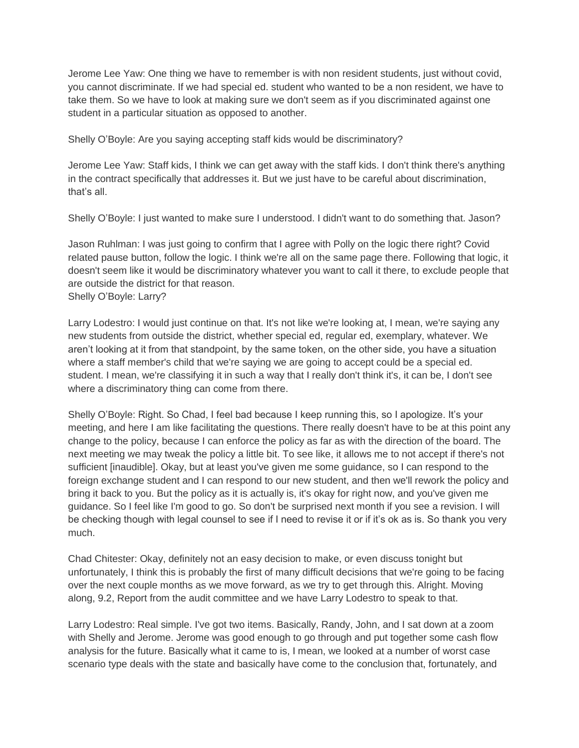Jerome Lee Yaw: One thing we have to remember is with non resident students, just without covid, you cannot discriminate. If we had special ed. student who wanted to be a non resident, we have to take them. So we have to look at making sure we don't seem as if you discriminated against one student in a particular situation as opposed to another.

Shelly O'Boyle: Are you saying accepting staff kids would be discriminatory?

Jerome Lee Yaw: Staff kids, I think we can get away with the staff kids. I don't think there's anything in the contract specifically that addresses it. But we just have to be careful about discrimination, that's all.

Shelly O'Boyle: I just wanted to make sure I understood. I didn't want to do something that. Jason?

Jason Ruhlman: I was just going to confirm that I agree with Polly on the logic there right? Covid related pause button, follow the logic. I think we're all on the same page there. Following that logic, it doesn't seem like it would be discriminatory whatever you want to call it there, to exclude people that are outside the district for that reason.
Shelly O'Boyle: Larry?

Larry Lodestro: I would just continue on that. It's not like we're looking at, I mean, we're saying any new students from outside the district, whether special ed, regular ed, exemplary, whatever. We aren't looking at it from that standpoint, by the same token, on the other side, you have a situation where a staff member's child that we're saying we are going to accept could be a special ed. student. I mean, we're classifying it in such a way that I really don't think it's, it can be, I don't see where a discriminatory thing can come from there.

Shelly O'Boyle: Right. So Chad, I feel bad because I keep running this, so I apologize. It's your meeting, and here I am like facilitating the questions. There really doesn't have to be at this point any change to the policy, because I can enforce the policy as far as with the direction of the board. The next meeting we may tweak the policy a little bit. To see like, it allows me to not accept if there's not sufficient [inaudible]. Okay, but at least you've given me some guidance, so I can respond to the foreign exchange student and I can respond to our new student, and then we'll rework the policy and bring it back to you. But the policy as it is actually is, it's okay for right now, and you've given me guidance. So I feel like I'm good to go. So don't be surprised next month if you see a revision. I will be checking though with legal counsel to see if I need to revise it or if it's ok as is. So thank you very much.

Chad Chitester: Okay, definitely not an easy decision to make, or even discuss tonight but unfortunately, I think this is probably the first of many difficult decisions that we're going to be facing over the next couple months as we move forward, as we try to get through this. Alright. Moving along, 9.2, Report from the audit committee and we have Larry Lodestro to speak to that.

Larry Lodestro: Real simple. I've got two items. Basically, Randy, John, and I sat down at a zoom with Shelly and Jerome. Jerome was good enough to go through and put together some cash flow analysis for the future. Basically what it came to is, I mean, we looked at a number of worst case scenario type deals with the state and basically have come to the conclusion that, fortunately, and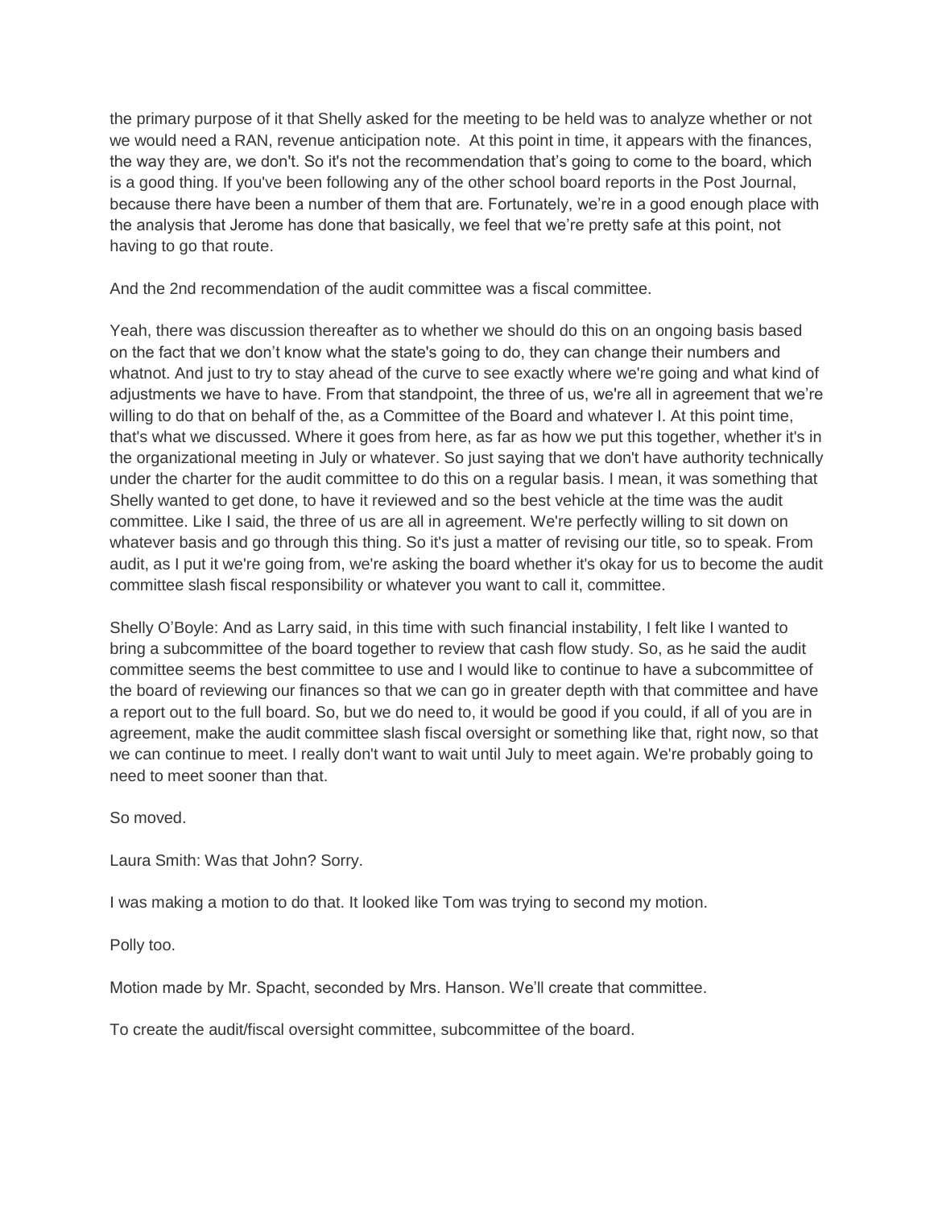the primary purpose of it that Shelly asked for the meeting to be held was to analyze whether or not we would need a RAN, revenue anticipation note. At this point in time, it appears with the finances, the way they are, we don't. So it's not the recommendation that's going to come to the board, which is a good thing. If you've been following any of the other school board reports in the Post Journal, because there have been a number of them that are. Fortunately, we're in a good enough place with the analysis that Jerome has done that basically, we feel that we're pretty safe at this point, not having to go that route.

And the 2nd recommendation of the audit committee was a fiscal committee.

Yeah, there was discussion thereafter as to whether we should do this on an ongoing basis based on the fact that we don't know what the state's going to do, they can change their numbers and whatnot. And just to try to stay ahead of the curve to see exactly where we're going and what kind of adjustments we have to have. From that standpoint, the three of us, we're all in agreement that we're willing to do that on behalf of the, as a Committee of the Board and whatever I. At this point time, that's what we discussed. Where it goes from here, as far as how we put this together, whether it's in the organizational meeting in July or whatever. So just saying that we don't have authority technically under the charter for the audit committee to do this on a regular basis. I mean, it was something that Shelly wanted to get done, to have it reviewed and so the best vehicle at the time was the audit committee. Like I said, the three of us are all in agreement. We're perfectly willing to sit down on whatever basis and go through this thing. So it's just a matter of revising our title, so to speak. From audit, as I put it we're going from, we're asking the board whether it's okay for us to become the audit committee slash fiscal responsibility or whatever you want to call it, committee.

Shelly O'Boyle: And as Larry said, in this time with such financial instability, I felt like I wanted to bring a subcommittee of the board together to review that cash flow study. So, as he said the audit committee seems the best committee to use and I would like to continue to have a subcommittee of the board of reviewing our finances so that we can go in greater depth with that committee and have a report out to the full board. So, but we do need to, it would be good if you could, if all of you are in agreement, make the audit committee slash fiscal oversight or something like that, right now, so that we can continue to meet. I really don't want to wait until July to meet again. We're probably going to need to meet sooner than that.

So moved.

Laura Smith: Was that John? Sorry.

I was making a motion to do that. It looked like Tom was trying to second my motion.

Polly too.

Motion made by Mr. Spacht, seconded by Mrs. Hanson. We'll create that committee.

To create the audit/fiscal oversight committee, subcommittee of the board.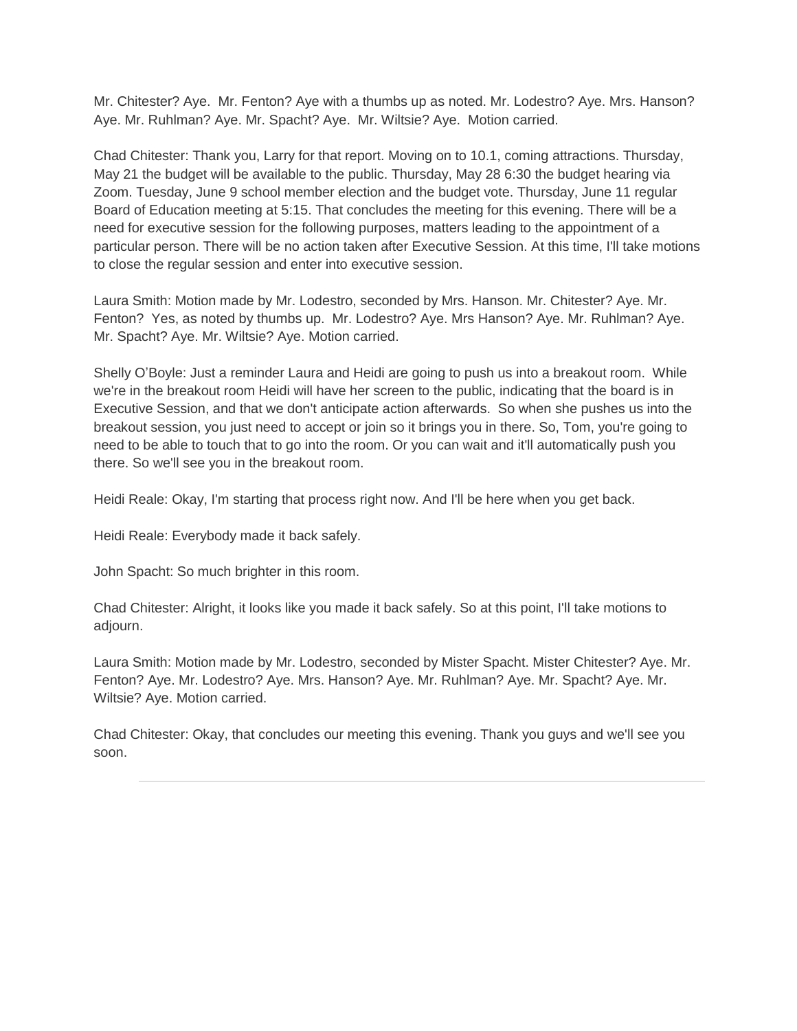Mr. Chitester? Aye. Mr. Fenton? Aye with a thumbs up as noted. Mr. Lodestro? Aye. Mrs. Hanson? Aye. Mr. Ruhlman? Aye. Mr. Spacht? Aye. Mr. Wiltsie? Aye. Motion carried.

Chad Chitester: Thank you, Larry for that report. Moving on to 10.1, coming attractions. Thursday, May 21 the budget will be available to the public. Thursday, May 28 6:30 the budget hearing via Zoom. Tuesday, June 9 school member election and the budget vote. Thursday, June 11 regular Board of Education meeting at 5:15. That concludes the meeting for this evening. There will be a need for executive session for the following purposes, matters leading to the appointment of a particular person. There will be no action taken after Executive Session. At this time, I'll take motions to close the regular session and enter into executive session.

Laura Smith: Motion made by Mr. Lodestro, seconded by Mrs. Hanson. Mr. Chitester? Aye. Mr. Fenton? Yes, as noted by thumbs up. Mr. Lodestro? Aye. Mrs Hanson? Aye. Mr. Ruhlman? Aye. Mr. Spacht? Aye. Mr. Wiltsie? Aye. Motion carried.

Shelly O'Boyle: Just a reminder Laura and Heidi are going to push us into a breakout room. While we're in the breakout room Heidi will have her screen to the public, indicating that the board is in Executive Session, and that we don't anticipate action afterwards. So when she pushes us into the breakout session, you just need to accept or join so it brings you in there. So, Tom, you're going to need to be able to touch that to go into the room. Or you can wait and it'll automatically push you there. So we'll see you in the breakout room.

Heidi Reale: Okay, I'm starting that process right now. And I'll be here when you get back.

Heidi Reale: Everybody made it back safely.

John Spacht: So much brighter in this room.

Chad Chitester: Alright, it looks like you made it back safely. So at this point, I'll take motions to adjourn.

Laura Smith: Motion made by Mr. Lodestro, seconded by Mister Spacht. Mister Chitester? Aye. Mr. Fenton? Aye. Mr. Lodestro? Aye. Mrs. Hanson? Aye. Mr. Ruhlman? Aye. Mr. Spacht? Aye. Mr. Wiltsie? Aye. Motion carried.

Chad Chitester: Okay, that concludes our meeting this evening. Thank you guys and we'll see you soon.

---